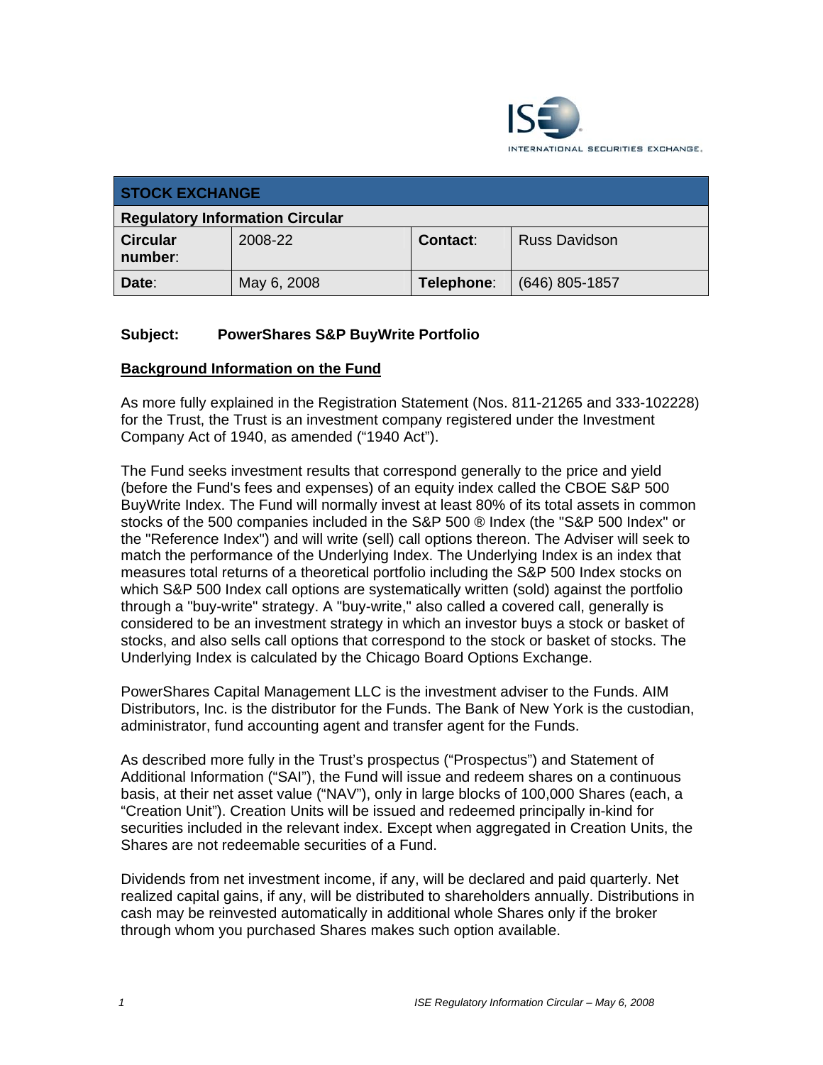ISE INTERNATIONAL SECURITIES EXCHANGE

| STOCK EXCHANGE | | | |
|---|---|---|---|
| **Regulatory Information Circular** | | | |
| **Circular number**: | 2008-22 | **Contact**: | Russ Davidson |
| **Date**: | May 6, 2008 | **Telephone**: | (646) 805-1857 |

**Subject: PowerShares S&P BuyWrite Portfolio**

**Background Information on the Fund**

As more fully explained in the Registration Statement (Nos. 811-21265 and 333-102228) for the Trust, the Trust is an investment company registered under the Investment Company Act of 1940, as amended ("1940 Act").

The Fund seeks investment results that correspond generally to the price and yield (before the Fund's fees and expenses) of an equity index called the CBOE S&P 500 BuyWrite Index. The Fund will normally invest at least 80% of its total assets in common stocks of the 500 companies included in the S&P 500 ® Index (the "S&P 500 Index" or the "Reference Index") and will write (sell) call options thereon. The Adviser will seek to match the performance of the Underlying Index. The Underlying Index is an index that measures total returns of a theoretical portfolio including the S&P 500 Index stocks on which S&P 500 Index call options are systematically written (sold) against the portfolio through a "buy-write" strategy. A "buy-write," also called a covered call, generally is considered to be an investment strategy in which an investor buys a stock or basket of stocks, and also sells call options that correspond to the stock or basket of stocks. The Underlying Index is calculated by the Chicago Board Options Exchange.

PowerShares Capital Management LLC is the investment adviser to the Funds. AIM Distributors, Inc. is the distributor for the Funds. The Bank of New York is the custodian, administrator, fund accounting agent and transfer agent for the Funds.

As described more fully in the Trust's prospectus ("Prospectus") and Statement of Additional Information ("SAI"), the Fund will issue and redeem shares on a continuous basis, at their net asset value ("NAV"), only in large blocks of 100,000 Shares (each, a "Creation Unit"). Creation Units will be issued and redeemed principally in-kind for securities included in the relevant index. Except when aggregated in Creation Units, the Shares are not redeemable securities of a Fund.

Dividends from net investment income, if any, will be declared and paid quarterly. Net realized capital gains, if any, will be distributed to shareholders annually. Distributions in cash may be reinvested automatically in additional whole Shares only if the broker through whom you purchased Shares makes such option available.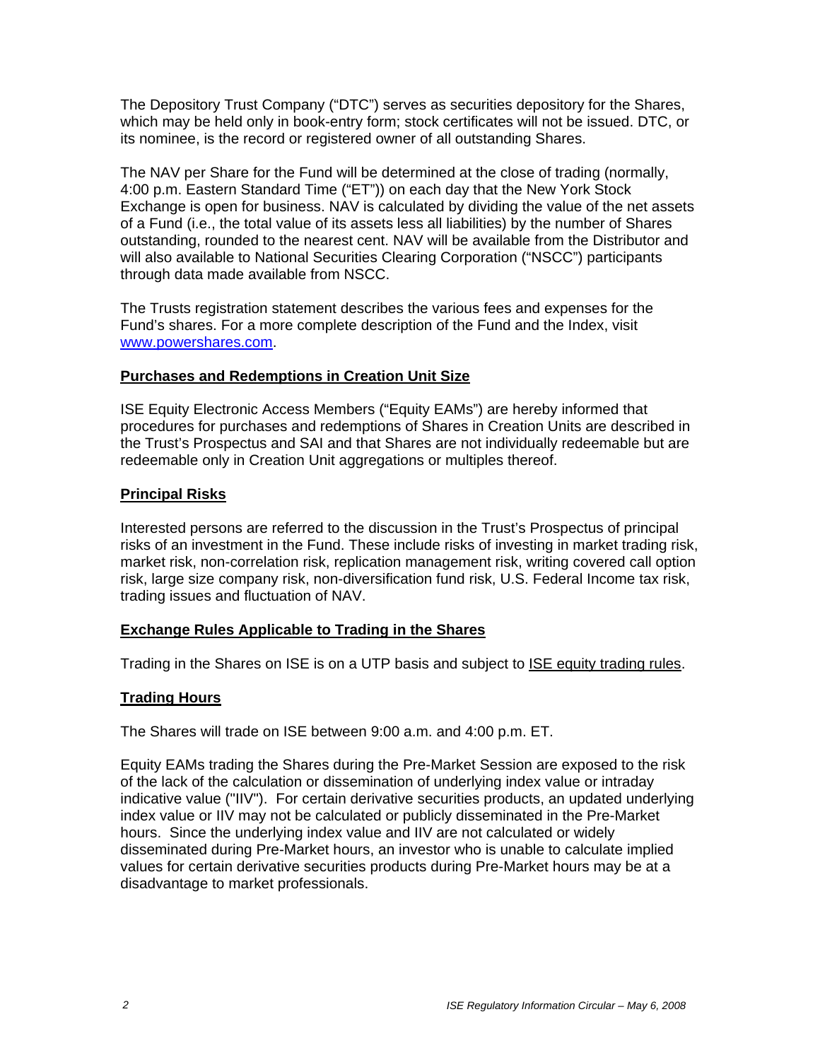The Depository Trust Company ("DTC") serves as securities depository for the Shares, which may be held only in book-entry form; stock certificates will not be issued. DTC, or its nominee, is the record or registered owner of all outstanding Shares.

The NAV per Share for the Fund will be determined at the close of trading (normally, 4:00 p.m. Eastern Standard Time ("ET")) on each day that the New York Stock Exchange is open for business. NAV is calculated by dividing the value of the net assets of a Fund (i.e., the total value of its assets less all liabilities) by the number of Shares outstanding, rounded to the nearest cent. NAV will be available from the Distributor and will also available to National Securities Clearing Corporation ("NSCC") participants through data made available from NSCC.

The Trusts registration statement describes the various fees and expenses for the Fund's shares. For a more complete description of the Fund and the Index, visit [www.powershares.com](www.powershares.com).

**Purchases and Redemptions in Creation Unit Size**

ISE Equity Electronic Access Members ("Equity EAMs") are hereby informed that procedures for purchases and redemptions of Shares in Creation Units are described in the Trust's Prospectus and SAI and that Shares are not individually redeemable but are redeemable only in Creation Unit aggregations or multiples thereof.

**Principal Risks**

Interested persons are referred to the discussion in the Trust's Prospectus of principal risks of an investment in the Fund. These include risks of investing in market trading risk, market risk, non-correlation risk, replication management risk, writing covered call option risk, large size company risk, non-diversification fund risk, U.S. Federal Income tax risk, trading issues and fluctuation of NAV.

**Exchange Rules Applicable to Trading in the Shares**

Trading in the Shares on ISE is on a UTP basis and subject to ISE equity trading rules.

**Trading Hours**

The Shares will trade on ISE between 9:00 a.m. and 4:00 p.m. ET.

Equity EAMs trading the Shares during the Pre-Market Session are exposed to the risk of the lack of the calculation or dissemination of underlying index value or intraday indicative value ("IIV"). For certain derivative securities products, an updated underlying index value or IIV may not be calculated or publicly disseminated in the Pre-Market hours. Since the underlying index value and IIV are not calculated or widely disseminated during Pre-Market hours, an investor who is unable to calculate implied values for certain derivative securities products during Pre-Market hours may be at a disadvantage to market professionals.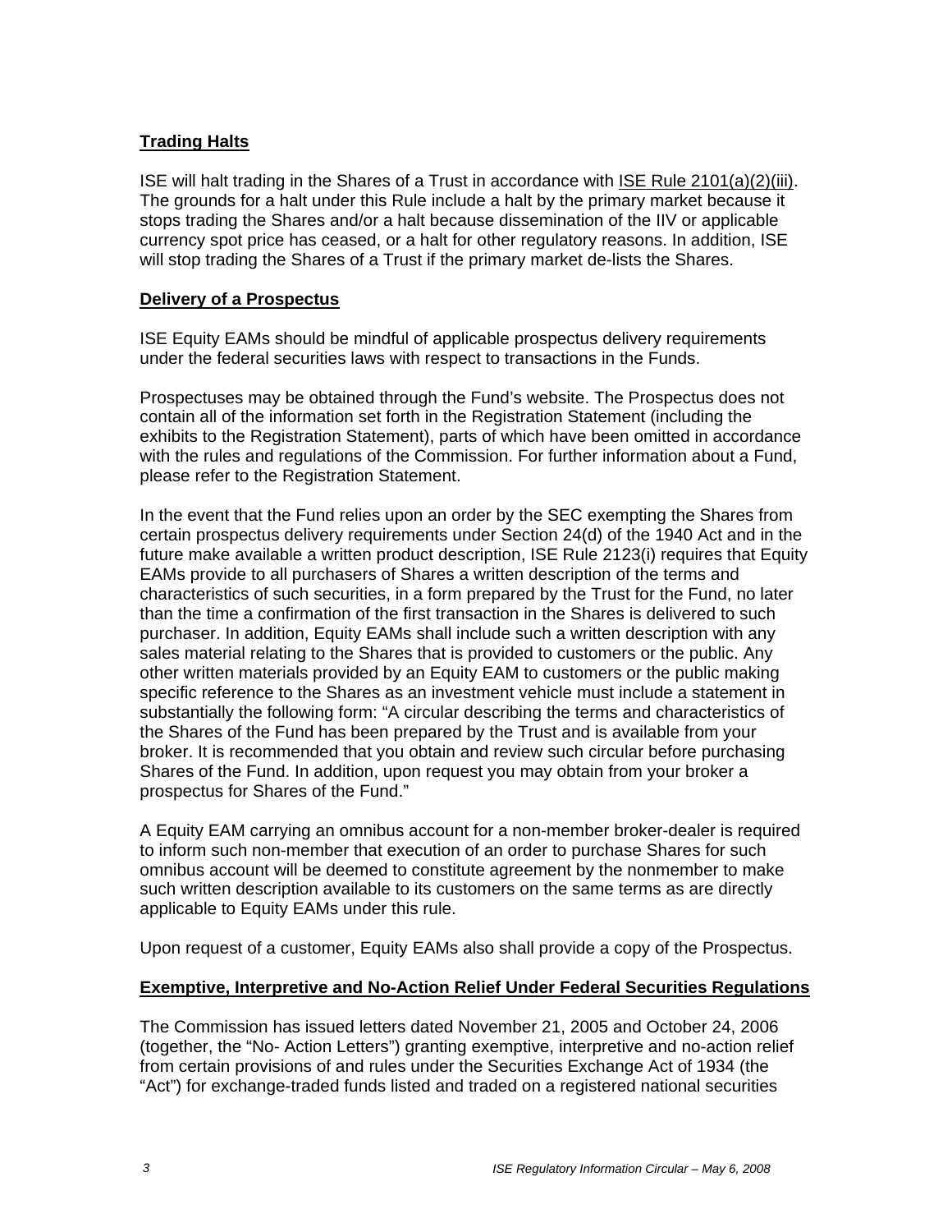## Trading Halts

ISE will halt trading in the Shares of a Trust in accordance with ISE Rule 2101(a)(2)(iii). The grounds for a halt under this Rule include a halt by the primary market because it stops trading the Shares and/or a halt because dissemination of the IIV or applicable currency spot price has ceased, or a halt for other regulatory reasons. In addition, ISE will stop trading the Shares of a Trust if the primary market de-lists the Shares.

## Delivery of a Prospectus

ISE Equity EAMs should be mindful of applicable prospectus delivery requirements under the federal securities laws with respect to transactions in the Funds.

Prospectuses may be obtained through the Fund's website. The Prospectus does not contain all of the information set forth in the Registration Statement (including the exhibits to the Registration Statement), parts of which have been omitted in accordance with the rules and regulations of the Commission. For further information about a Fund, please refer to the Registration Statement.

In the event that the Fund relies upon an order by the SEC exempting the Shares from certain prospectus delivery requirements under Section 24(d) of the 1940 Act and in the future make available a written product description, ISE Rule 2123(i) requires that Equity EAMs provide to all purchasers of Shares a written description of the terms and characteristics of such securities, in a form prepared by the Trust for the Fund, no later than the time a confirmation of the first transaction in the Shares is delivered to such purchaser. In addition, Equity EAMs shall include such a written description with any sales material relating to the Shares that is provided to customers or the public. Any other written materials provided by an Equity EAM to customers or the public making specific reference to the Shares as an investment vehicle must include a statement in substantially the following form: "A circular describing the terms and characteristics of the Shares of the Fund has been prepared by the Trust and is available from your broker. It is recommended that you obtain and review such circular before purchasing Shares of the Fund. In addition, upon request you may obtain from your broker a prospectus for Shares of the Fund."

A Equity EAM carrying an omnibus account for a non-member broker-dealer is required to inform such non-member that execution of an order to purchase Shares for such omnibus account will be deemed to constitute agreement by the nonmember to make such written description available to its customers on the same terms as are directly applicable to Equity EAMs under this rule.

Upon request of a customer, Equity EAMs also shall provide a copy of the Prospectus.

## Exemptive, Interpretive and No-Action Relief Under Federal Securities Regulations

The Commission has issued letters dated November 21, 2005 and October 24, 2006 (together, the "No- Action Letters") granting exemptive, interpretive and no-action relief from certain provisions of and rules under the Securities Exchange Act of 1934 (the "Act") for exchange-traded funds listed and traded on a registered national securities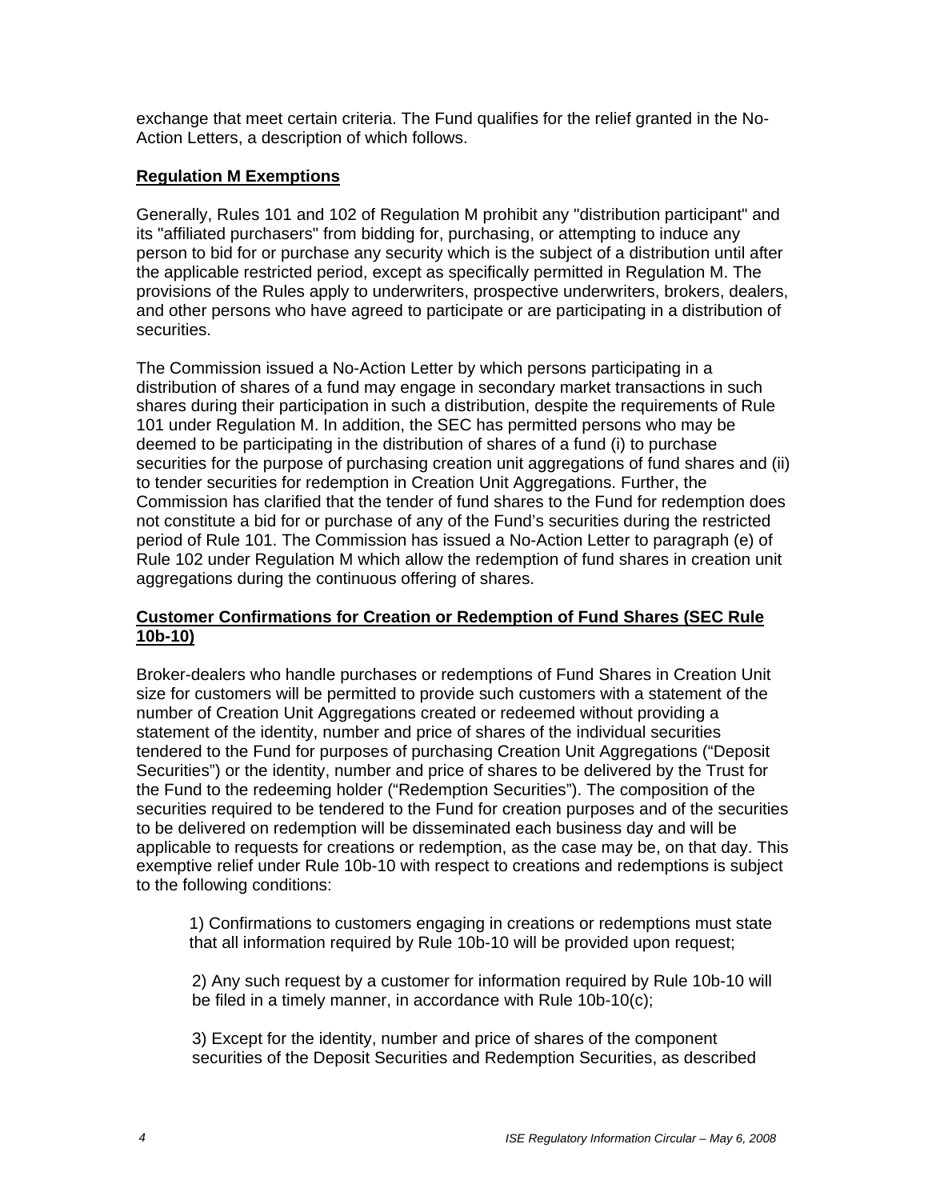exchange that meet certain criteria. The Fund qualifies for the relief granted in the No-Action Letters, a description of which follows.

## Regulation M Exemptions

Generally, Rules 101 and 102 of Regulation M prohibit any "distribution participant" and its "affiliated purchasers" from bidding for, purchasing, or attempting to induce any person to bid for or purchase any security which is the subject of a distribution until after the applicable restricted period, except as specifically permitted in Regulation M. The provisions of the Rules apply to underwriters, prospective underwriters, brokers, dealers, and other persons who have agreed to participate or are participating in a distribution of securities.

The Commission issued a No-Action Letter by which persons participating in a distribution of shares of a fund may engage in secondary market transactions in such shares during their participation in such a distribution, despite the requirements of Rule 101 under Regulation M. In addition, the SEC has permitted persons who may be deemed to be participating in the distribution of shares of a fund (i) to purchase securities for the purpose of purchasing creation unit aggregations of fund shares and (ii) to tender securities for redemption in Creation Unit Aggregations. Further, the Commission has clarified that the tender of fund shares to the Fund for redemption does not constitute a bid for or purchase of any of the Fund's securities during the restricted period of Rule 101. The Commission has issued a No-Action Letter to paragraph (e) of Rule 102 under Regulation M which allow the redemption of fund shares in creation unit aggregations during the continuous offering of shares.

## Customer Confirmations for Creation or Redemption of Fund Shares (SEC Rule 10b-10)

Broker-dealers who handle purchases or redemptions of Fund Shares in Creation Unit size for customers will be permitted to provide such customers with a statement of the number of Creation Unit Aggregations created or redeemed without providing a statement of the identity, number and price of shares of the individual securities tendered to the Fund for purposes of purchasing Creation Unit Aggregations ("Deposit Securities") or the identity, number and price of shares to be delivered by the Trust for the Fund to the redeeming holder ("Redemption Securities"). The composition of the securities required to be tendered to the Fund for creation purposes and of the securities to be delivered on redemption will be disseminated each business day and will be applicable to requests for creations or redemption, as the case may be, on that day. This exemptive relief under Rule 10b-10 with respect to creations and redemptions is subject to the following conditions:

1) Confirmations to customers engaging in creations or redemptions must state that all information required by Rule 10b-10 will be provided upon request;

2) Any such request by a customer for information required by Rule 10b-10 will be filed in a timely manner, in accordance with Rule 10b-10(c);

3) Except for the identity, number and price of shares of the component securities of the Deposit Securities and Redemption Securities, as described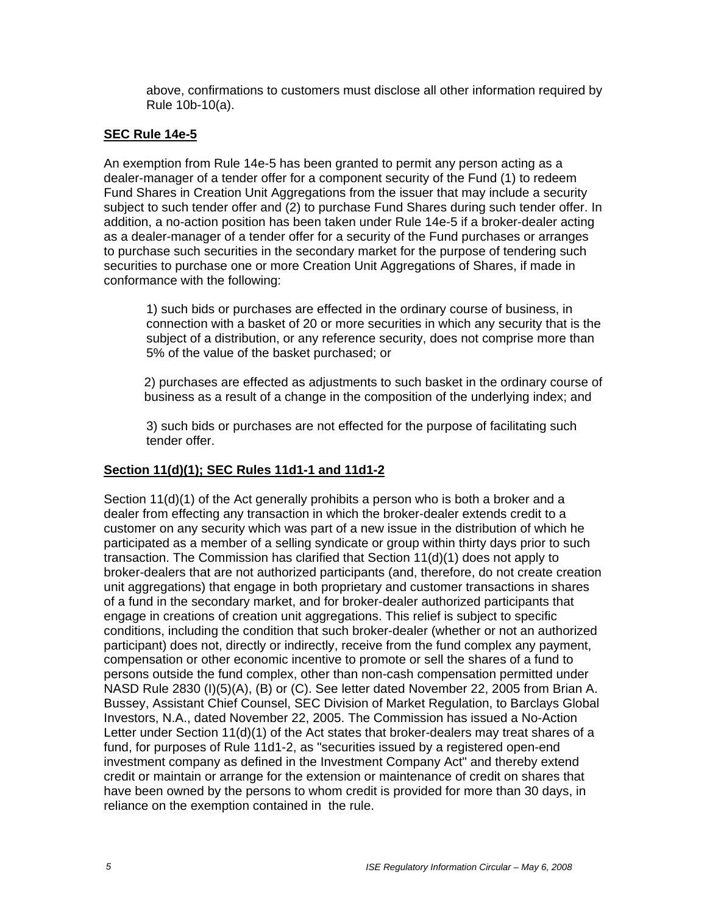above, confirmations to customers must disclose all other information required by Rule 10b-10(a).

**SEC Rule 14e-5**

An exemption from Rule 14e-5 has been granted to permit any person acting as a dealer-manager of a tender offer for a component security of the Fund (1) to redeem Fund Shares in Creation Unit Aggregations from the issuer that may include a security subject to such tender offer and (2) to purchase Fund Shares during such tender offer. In addition, a no-action position has been taken under Rule 14e-5 if a broker-dealer acting as a dealer-manager of a tender offer for a security of the Fund purchases or arranges to purchase such securities in the secondary market for the purpose of tendering such securities to purchase one or more Creation Unit Aggregations of Shares, if made in conformance with the following:

1) such bids or purchases are effected in the ordinary course of business, in connection with a basket of 20 or more securities in which any security that is the subject of a distribution, or any reference security, does not comprise more than 5% of the value of the basket purchased; or

2) purchases are effected as adjustments to such basket in the ordinary course of business as a result of a change in the composition of the underlying index; and

3) such bids or purchases are not effected for the purpose of facilitating such tender offer.

**Section 11(d)(1); SEC Rules 11d1-1 and 11d1-2**

Section 11(d)(1) of the Act generally prohibits a person who is both a broker and a dealer from effecting any transaction in which the broker-dealer extends credit to a customer on any security which was part of a new issue in the distribution of which he participated as a member of a selling syndicate or group within thirty days prior to such transaction. The Commission has clarified that Section 11(d)(1) does not apply to broker-dealers that are not authorized participants (and, therefore, do not create creation unit aggregations) that engage in both proprietary and customer transactions in shares of a fund in the secondary market, and for broker-dealer authorized participants that engage in creations of creation unit aggregations. This relief is subject to specific conditions, including the condition that such broker-dealer (whether or not an authorized participant) does not, directly or indirectly, receive from the fund complex any payment, compensation or other economic incentive to promote or sell the shares of a fund to persons outside the fund complex, other than non-cash compensation permitted under NASD Rule 2830 (I)(5)(A), (B) or (C). See letter dated November 22, 2005 from Brian A. Bussey, Assistant Chief Counsel, SEC Division of Market Regulation, to Barclays Global Investors, N.A., dated November 22, 2005. The Commission has issued a No-Action Letter under Section 11(d)(1) of the Act states that broker-dealers may treat shares of a fund, for purposes of Rule 11d1-2, as "securities issued by a registered open-end investment company as defined in the Investment Company Act" and thereby extend credit or maintain or arrange for the extension or maintenance of credit on shares that have been owned by the persons to whom credit is provided for more than 30 days, in reliance on the exemption contained in the rule.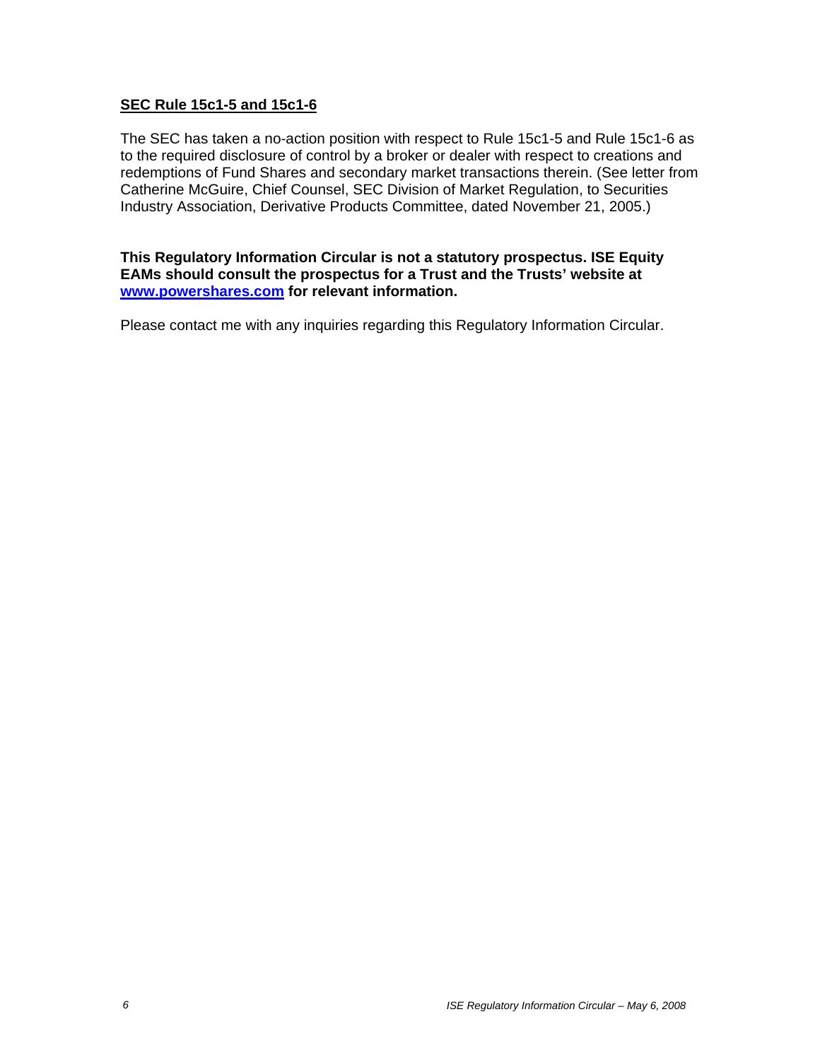**SEC Rule 15c1-5 and 15c1-6**

The SEC has taken a no-action position with respect to Rule 15c1-5 and Rule 15c1-6 as to the required disclosure of control by a broker or dealer with respect to creations and redemptions of Fund Shares and secondary market transactions therein. (See letter from Catherine McGuire, Chief Counsel, SEC Division of Market Regulation, to Securities Industry Association, Derivative Products Committee, dated November 21, 2005.)

**This Regulatory Information Circular is not a statutory prospectus. ISE Equity EAMs should consult the prospectus for a Trust and the Trusts' website at [www.powershares.com](http://www.powershares.com) for relevant information.**

Please contact me with any inquiries regarding this Regulatory Information Circular.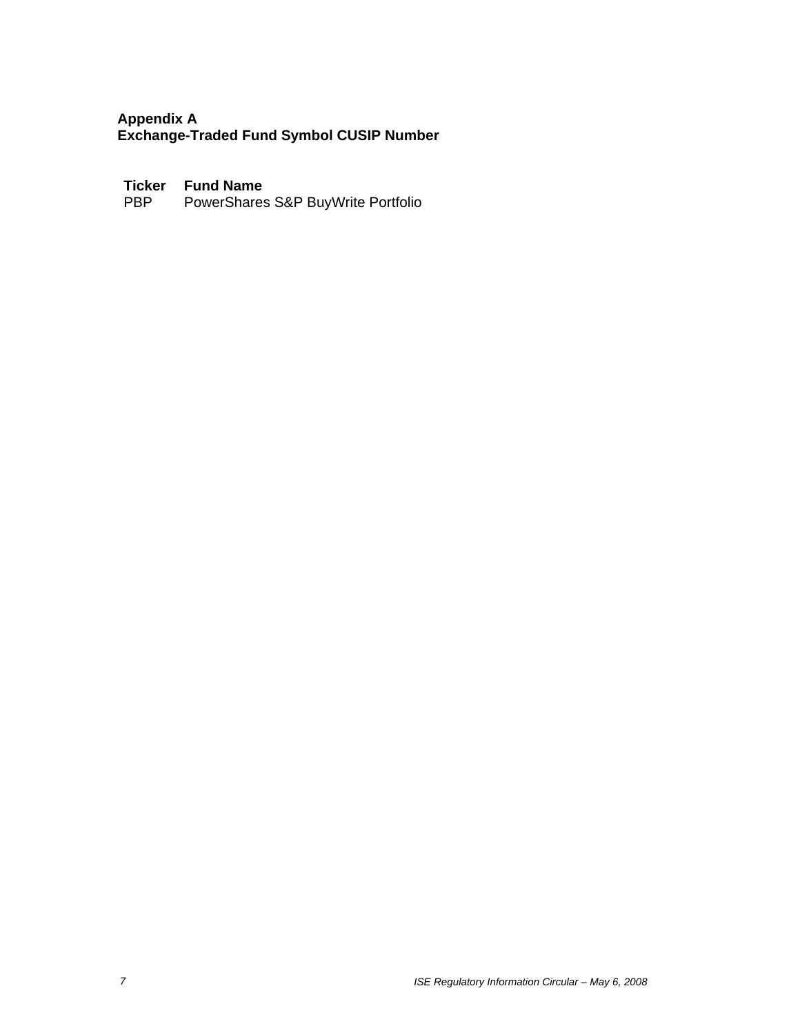**Appendix A**
**Exchange-Traded Fund Symbol CUSIP Number**

| Ticker | Fund Name |
| --- | --- |
| PBP | PowerShares S&P BuyWrite Portfolio |